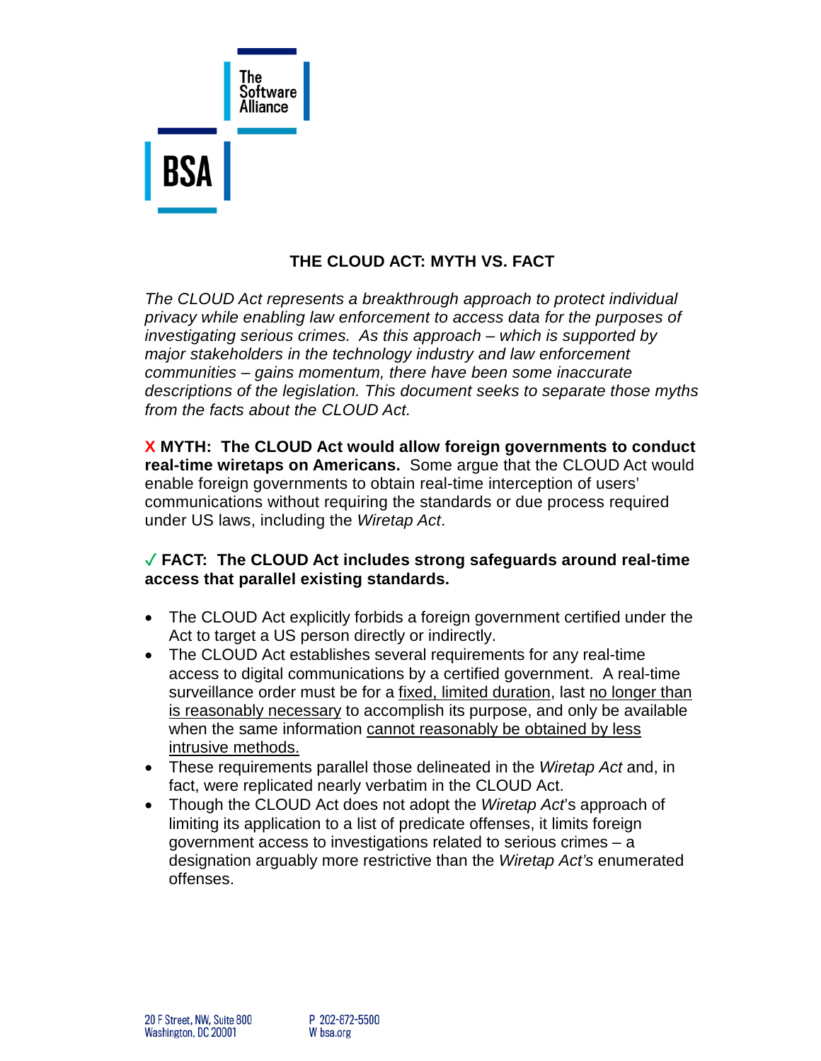# THE CLOUD ACT: MYTH VS. FACT

*The CLOUD Act represents a breakthrough approach to protect individual privacy while enabling law enforcement to access data for the purposes of investigating serious crimes. As this approach – which is supported by major stakeholders in the technology industry and law enforcement communities – gains momentum, there have been some inaccurate descriptions of the legislation. This document seeks to separate those myths from the facts about the CLOUD Act.*

**X MYTH: The CLOUD Act would allow foreign governments to conduct real-time wiretaps on Americans.** Some argue that the CLOUD Act would enable foreign governments to obtain real-time interception of users' communications without requiring the standards or due process required under US laws, including the *Wiretap Act*.

**✓ FACT: The CLOUD Act includes strong safeguards around real-time access that parallel existing standards.**

- The CLOUD Act explicitly forbids a foreign government certified under the Act to target a US person directly or indirectly.
- The CLOUD Act establishes several requirements for any real-time access to digital communications by a certified government. A real-time surveillance order must be for a <u>fixed, limited duration</u>, last <u>no longer than is reasonably necessary</u> to accomplish its purpose, and only be available when the same information <u>cannot reasonably be obtained by less intrusive methods.</u>
- These requirements parallel those delineated in the *Wiretap Act* and, in fact, were replicated nearly verbatim in the CLOUD Act.
- Though the CLOUD Act does not adopt the *Wiretap Act*'s approach of limiting its application to a list of predicate offenses, it limits foreign government access to investigations related to serious crimes – a designation arguably more restrictive than the *Wiretap Act's* enumerated offenses.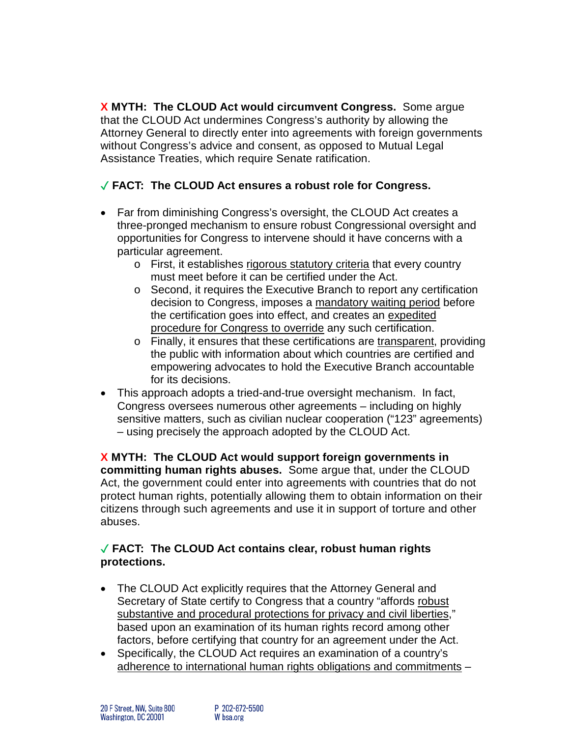**X MYTH: The CLOUD Act would circumvent Congress.** Some argue that the CLOUD Act undermines Congress's authority by allowing the Attorney General to directly enter into agreements with foreign governments without Congress's advice and consent, as opposed to Mutual Legal Assistance Treaties, which require Senate ratification.

**✓ FACT: The CLOUD Act ensures a robust role for Congress.**

- Far from diminishing Congress's oversight, the CLOUD Act creates a three-pronged mechanism to ensure robust Congressional oversight and opportunities for Congress to intervene should it have concerns with a particular agreement.
  - First, it establishes rigorous statutory criteria that every country must meet before it can be certified under the Act.
  - Second, it requires the Executive Branch to report any certification decision to Congress, imposes a mandatory waiting period before the certification goes into effect, and creates an expedited procedure for Congress to override any such certification.
  - Finally, it ensures that these certifications are transparent, providing the public with information about which countries are certified and empowering advocates to hold the Executive Branch accountable for its decisions.
- This approach adopts a tried-and-true oversight mechanism. In fact, Congress oversees numerous other agreements – including on highly sensitive matters, such as civilian nuclear cooperation ("123" agreements) – using precisely the approach adopted by the CLOUD Act.

**X MYTH: The CLOUD Act would support foreign governments in committing human rights abuses.** Some argue that, under the CLOUD Act, the government could enter into agreements with countries that do not protect human rights, potentially allowing them to obtain information on their citizens through such agreements and use it in support of torture and other abuses.

**✓ FACT: The CLOUD Act contains clear, robust human rights protections.**

- The CLOUD Act explicitly requires that the Attorney General and Secretary of State certify to Congress that a country "affords robust substantive and procedural protections for privacy and civil liberties," based upon an examination of its human rights record among other factors, before certifying that country for an agreement under the Act.
- Specifically, the CLOUD Act requires an examination of a country's adherence to international human rights obligations and commitments –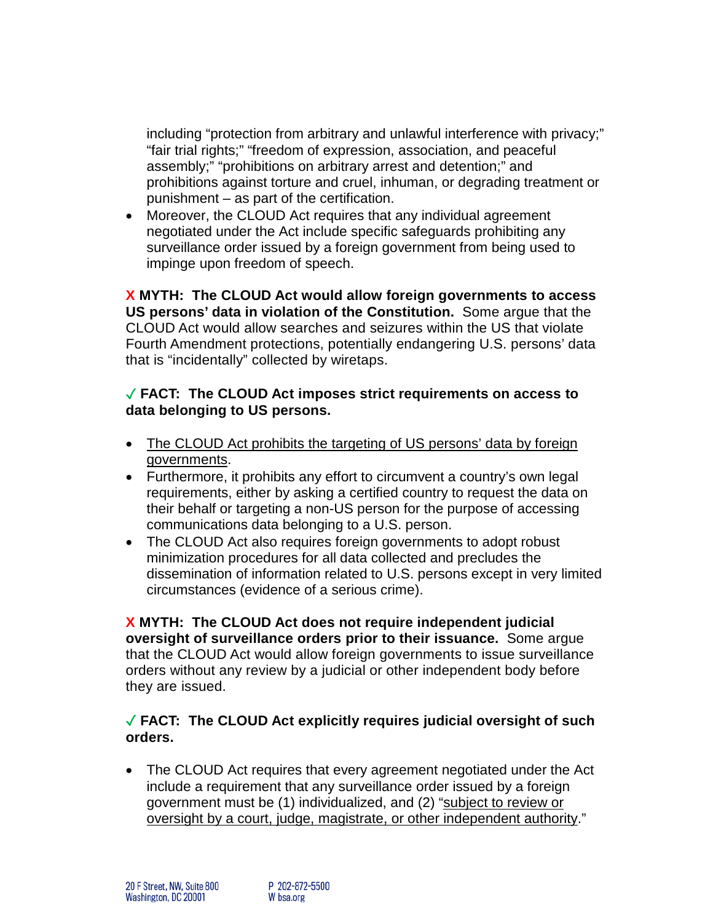including “protection from arbitrary and unlawful interference with privacy;” “fair trial rights;” “freedom of expression, association, and peaceful assembly;” “prohibitions on arbitrary arrest and detention;” and prohibitions against torture and cruel, inhuman, or degrading treatment or punishment – as part of the certification.

- Moreover, the CLOUD Act requires that any individual agreement negotiated under the Act include specific safeguards prohibiting any surveillance order issued by a foreign government from being used to impinge upon freedom of speech.

**X MYTH: The CLOUD Act would allow foreign governments to access US persons’ data in violation of the Constitution.** Some argue that the CLOUD Act would allow searches and seizures within the US that violate Fourth Amendment protections, potentially endangering U.S. persons’ data that is “incidentally” collected by wiretaps.

**✓ FACT: The CLOUD Act imposes strict requirements on access to data belonging to US persons.**

- The CLOUD Act prohibits the targeting of US persons’ data by foreign governments.
- Furthermore, it prohibits any effort to circumvent a country’s own legal requirements, either by asking a certified country to request the data on their behalf or targeting a non-US person for the purpose of accessing communications data belonging to a U.S. person.
- The CLOUD Act also requires foreign governments to adopt robust minimization procedures for all data collected and precludes the dissemination of information related to U.S. persons except in very limited circumstances (evidence of a serious crime).

**X MYTH: The CLOUD Act does not require independent judicial oversight of surveillance orders prior to their issuance.** Some argue that the CLOUD Act would allow foreign governments to issue surveillance orders without any review by a judicial or other independent body before they are issued.

**✓ FACT: The CLOUD Act explicitly requires judicial oversight of such orders.**

- The CLOUD Act requires that every agreement negotiated under the Act include a requirement that any surveillance order issued by a foreign government must be (1) individualized, and (2) “subject to review or oversight by a court, judge, magistrate, or other independent authority.”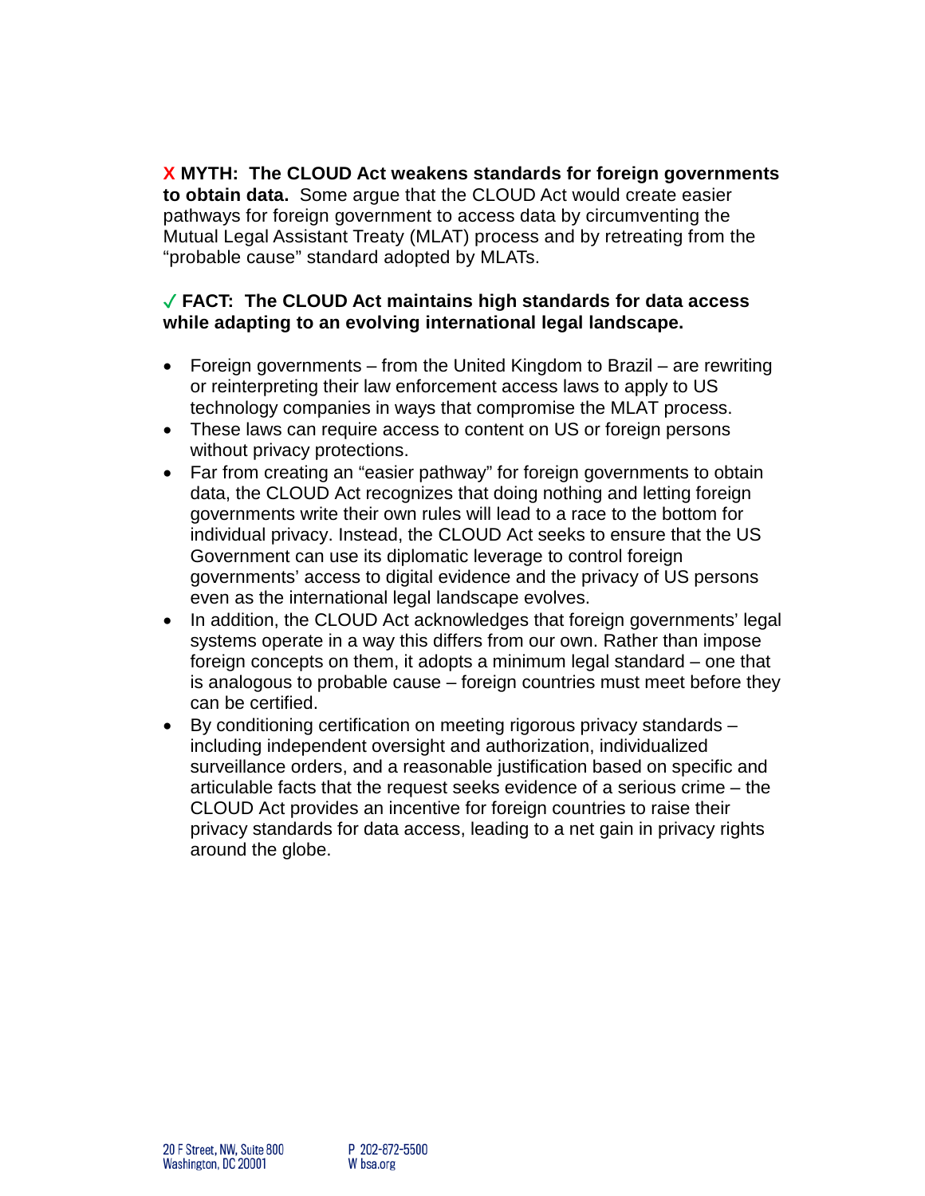**X MYTH: The CLOUD Act weakens standards for foreign governments to obtain data.** Some argue that the CLOUD Act would create easier pathways for foreign government to access data by circumventing the Mutual Legal Assistant Treaty (MLAT) process and by retreating from the “probable cause” standard adopted by MLATs.

**✓ FACT: The CLOUD Act maintains high standards for data access while adapting to an evolving international legal landscape.**

- Foreign governments – from the United Kingdom to Brazil – are rewriting or reinterpreting their law enforcement access laws to apply to US technology companies in ways that compromise the MLAT process.
- These laws can require access to content on US or foreign persons without privacy protections.
- Far from creating an “easier pathway” for foreign governments to obtain data, the CLOUD Act recognizes that doing nothing and letting foreign governments write their own rules will lead to a race to the bottom for individual privacy. Instead, the CLOUD Act seeks to ensure that the US Government can use its diplomatic leverage to control foreign governments’ access to digital evidence and the privacy of US persons even as the international legal landscape evolves.
- In addition, the CLOUD Act acknowledges that foreign governments’ legal systems operate in a way this differs from our own. Rather than impose foreign concepts on them, it adopts a minimum legal standard – one that is analogous to probable cause – foreign countries must meet before they can be certified.
- By conditioning certification on meeting rigorous privacy standards – including independent oversight and authorization, individualized surveillance orders, and a reasonable justification based on specific and articulable facts that the request seeks evidence of a serious crime – the CLOUD Act provides an incentive for foreign countries to raise their privacy standards for data access, leading to a net gain in privacy rights around the globe.

20 F Street, NW, Suite 800
Washington, DC 20001

P 202-872-5500
W bsa.org